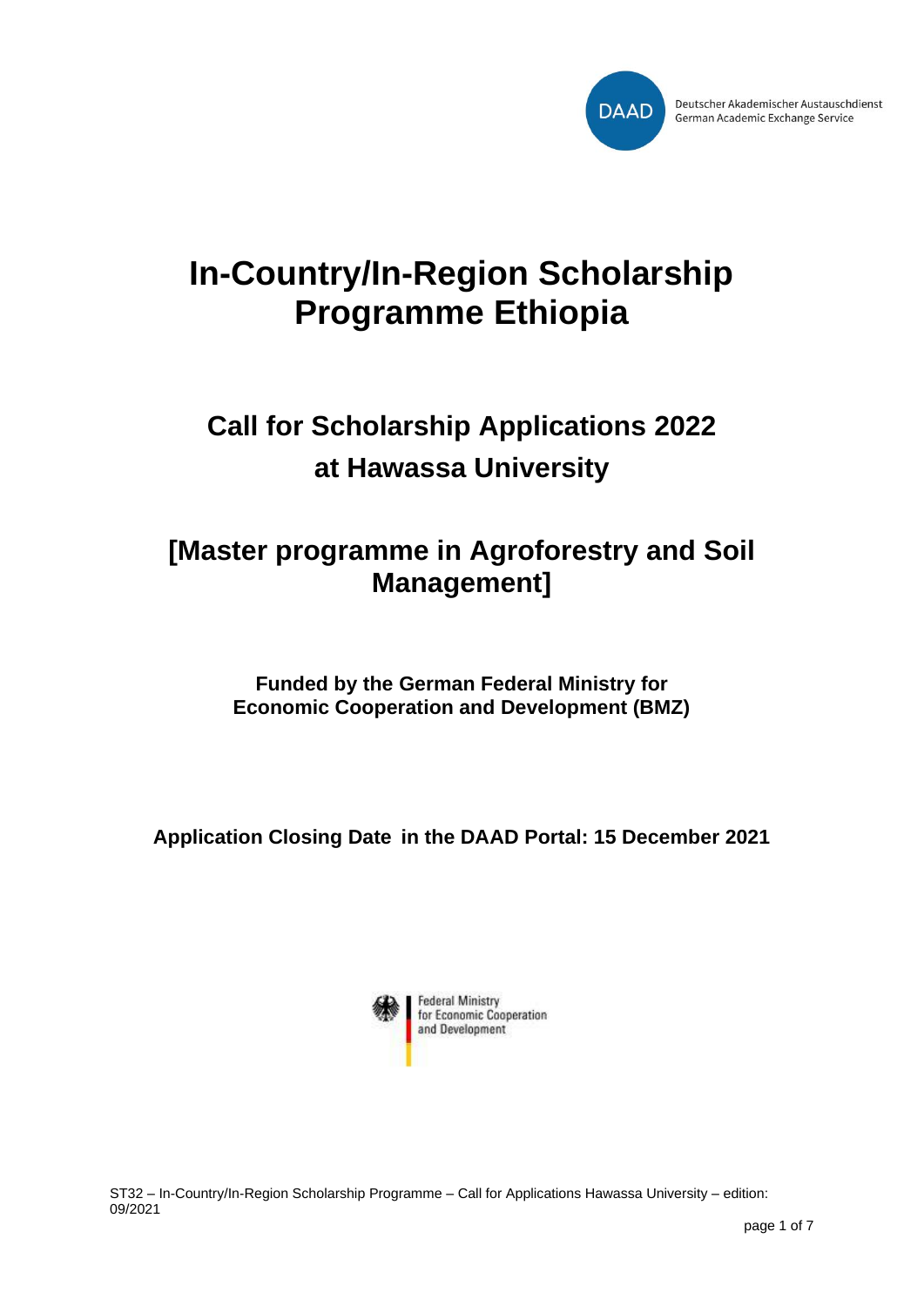Deutscher Akademischer Austauschdienst
German Academic Exchange Service

# In-Country/In-Region Scholarship Programme Ethiopia

## Call for Scholarship Applications 2022 at Hawassa University

## [Master programme in Agroforestry and Soil Management]

**Funded by the German Federal Ministry for Economic Cooperation and Development (BMZ)**

**Application Closing Date in the DAAD Portal: 15 December 2021**

Federal Ministry for Economic Cooperation and Development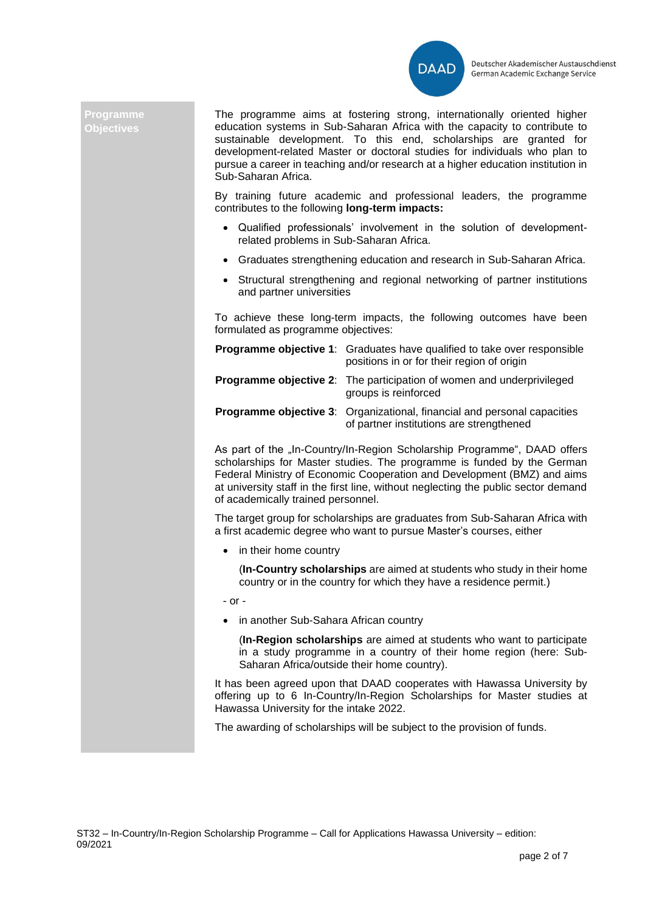## Programme Objectives

The programme aims at fostering strong, internationally oriented higher education systems in Sub-Saharan Africa with the capacity to contribute to sustainable development. To this end, scholarships are granted for development-related Master or doctoral studies for individuals who plan to pursue a career in teaching and/or research at a higher education institution in Sub-Saharan Africa.

By training future academic and professional leaders, the programme contributes to the following **long-term impacts:**

- Qualified professionals' involvement in the solution of development-related problems in Sub-Saharan Africa.
- Graduates strengthening education and research in Sub-Saharan Africa.
- Structural strengthening and regional networking of partner institutions and partner universities

To achieve these long-term impacts, the following outcomes have been formulated as programme objectives:

**Programme objective 1**: Graduates have qualified to take over responsible positions in or for their region of origin

**Programme objective 2**: The participation of women and underprivileged groups is reinforced

**Programme objective 3**: Organizational, financial and personal capacities of partner institutions are strengthened

As part of the „In-Country/In-Region Scholarship Programme", DAAD offers scholarships for Master studies. The programme is funded by the German Federal Ministry of Economic Cooperation and Development (BMZ) and aims at university staff in the first line, without neglecting the public sector demand of academically trained personnel.

The target group for scholarships are graduates from Sub-Saharan Africa with a first academic degree who want to pursue Master's courses, either

- in their home country

  (**In-Country scholarships** are aimed at students who study in their home country or in the country for which they have a residence permit.)

- or -

- in another Sub-Sahara African country

  (**In-Region scholarships** are aimed at students who want to participate in a study programme in a country of their home region (here: Sub-Saharan Africa/outside their home country).

It has been agreed upon that DAAD cooperates with Hawassa University by offering up to 6 In-Country/In-Region Scholarships for Master studies at Hawassa University for the intake 2022.

The awarding of scholarships will be subject to the provision of funds.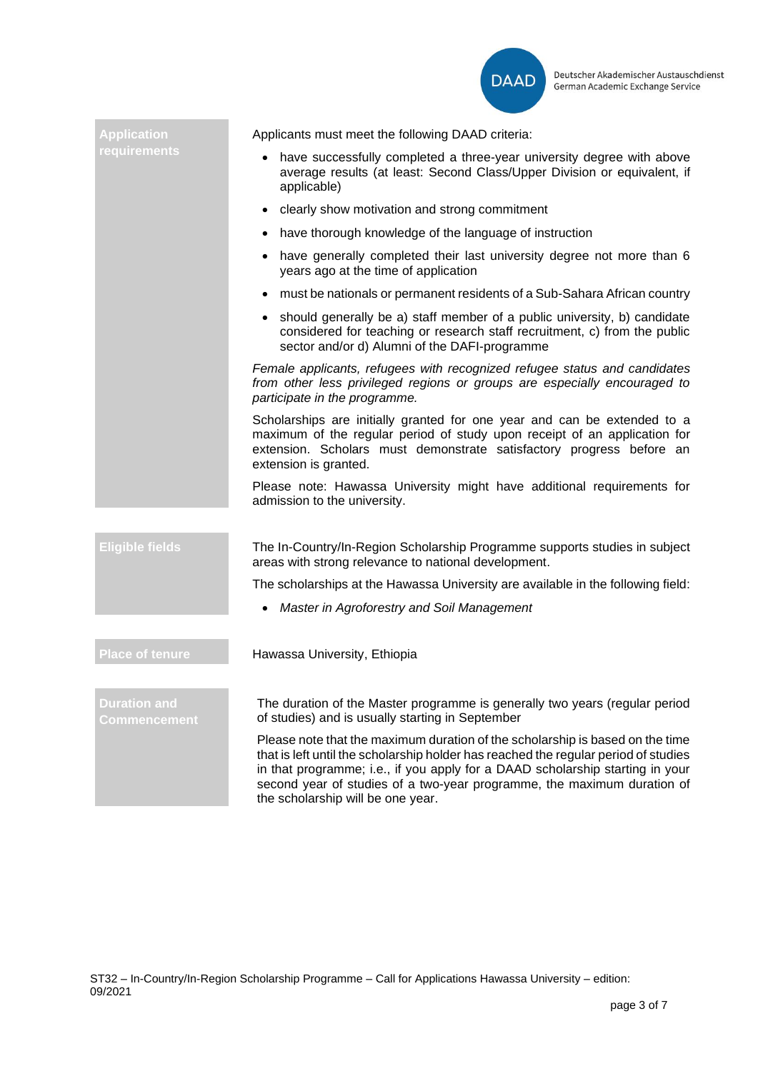## Application requirements

Applicants must meet the following DAAD criteria:

- have successfully completed a three-year university degree with above average results (at least: Second Class/Upper Division or equivalent, if applicable)
- clearly show motivation and strong commitment
- have thorough knowledge of the language of instruction
- have generally completed their last university degree not more than 6 years ago at the time of application
- must be nationals or permanent residents of a Sub-Sahara African country
- should generally be a) staff member of a public university, b) candidate considered for teaching or research staff recruitment, c) from the public sector and/or d) Alumni of the DAFI-programme

*Female applicants, refugees with recognized refugee status and candidates from other less privileged regions or groups are especially encouraged to participate in the programme.*

Scholarships are initially granted for one year and can be extended to a maximum of the regular period of study upon receipt of an application for extension. Scholars must demonstrate satisfactory progress before an extension is granted.

Please note: Hawassa University might have additional requirements for admission to the university.

## Eligible fields

The In-Country/In-Region Scholarship Programme supports studies in subject areas with strong relevance to national development.

The scholarships at the Hawassa University are available in the following field:

- *Master in Agroforestry and Soil Management*

## Place of tenure

Hawassa University, Ethiopia

## Duration and Commencement

The duration of the Master programme is generally two years (regular period of studies) and is usually starting in September

Please note that the maximum duration of the scholarship is based on the time that is left until the scholarship holder has reached the regular period of studies in that programme; i.e., if you apply for a DAAD scholarship starting in your second year of studies of a two-year programme, the maximum duration of the scholarship will be one year.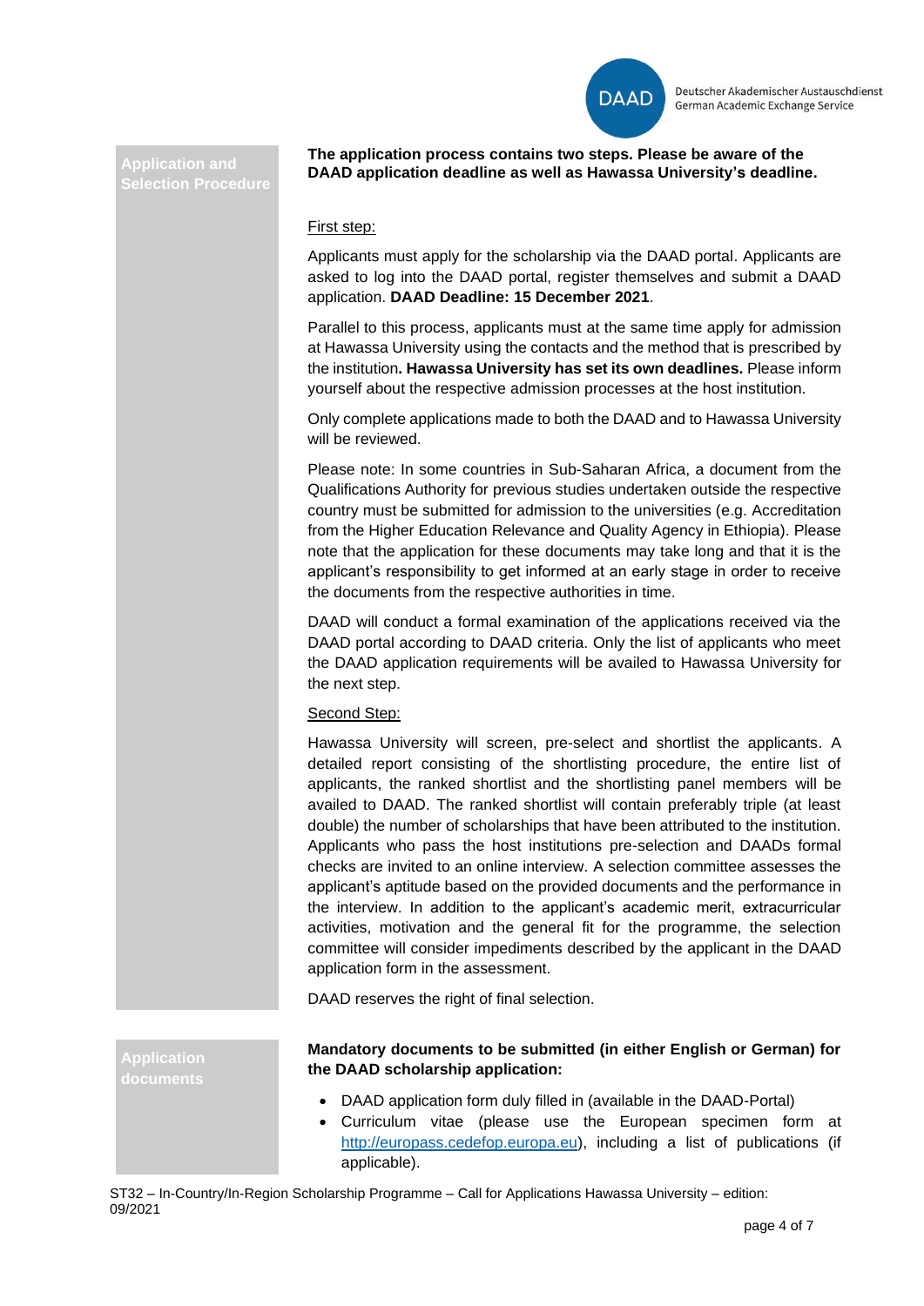## Application and Selection Procedure

**The application process contains two steps. Please be aware of the DAAD application deadline as well as Hawassa University's deadline.**

First step:

Applicants must apply for the scholarship via the DAAD portal. Applicants are asked to log into the DAAD portal, register themselves and submit a DAAD application. **DAAD Deadline: 15 December 2021**.

Parallel to this process, applicants must at the same time apply for admission at Hawassa University using the contacts and the method that is prescribed by the institution**. Hawassa University has set its own deadlines.** Please inform yourself about the respective admission processes at the host institution.

Only complete applications made to both the DAAD and to Hawassa University will be reviewed.

Please note: In some countries in Sub-Saharan Africa, a document from the Qualifications Authority for previous studies undertaken outside the respective country must be submitted for admission to the universities (e.g. Accreditation from the Higher Education Relevance and Quality Agency in Ethiopia). Please note that the application for these documents may take long and that it is the applicant's responsibility to get informed at an early stage in order to receive the documents from the respective authorities in time.

DAAD will conduct a formal examination of the applications received via the DAAD portal according to DAAD criteria. Only the list of applicants who meet the DAAD application requirements will be availed to Hawassa University for the next step.

Second Step:

Hawassa University will screen, pre-select and shortlist the applicants. A detailed report consisting of the shortlisting procedure, the entire list of applicants, the ranked shortlist and the shortlisting panel members will be availed to DAAD. The ranked shortlist will contain preferably triple (at least double) the number of scholarships that have been attributed to the institution. Applicants who pass the host institutions pre-selection and DAADs formal checks are invited to an online interview. A selection committee assesses the applicant's aptitude based on the provided documents and the performance in the interview. In addition to the applicant's academic merit, extracurricular activities, motivation and the general fit for the programme, the selection committee will consider impediments described by the applicant in the DAAD application form in the assessment.

DAAD reserves the right of final selection.

## Application documents

**Mandatory documents to be submitted (in either English or German) for the DAAD scholarship application:**

- DAAD application form duly filled in (available in the DAAD-Portal)
- Curriculum vitae (please use the European specimen form at http://europass.cedefop.europa.eu), including a list of publications (if applicable).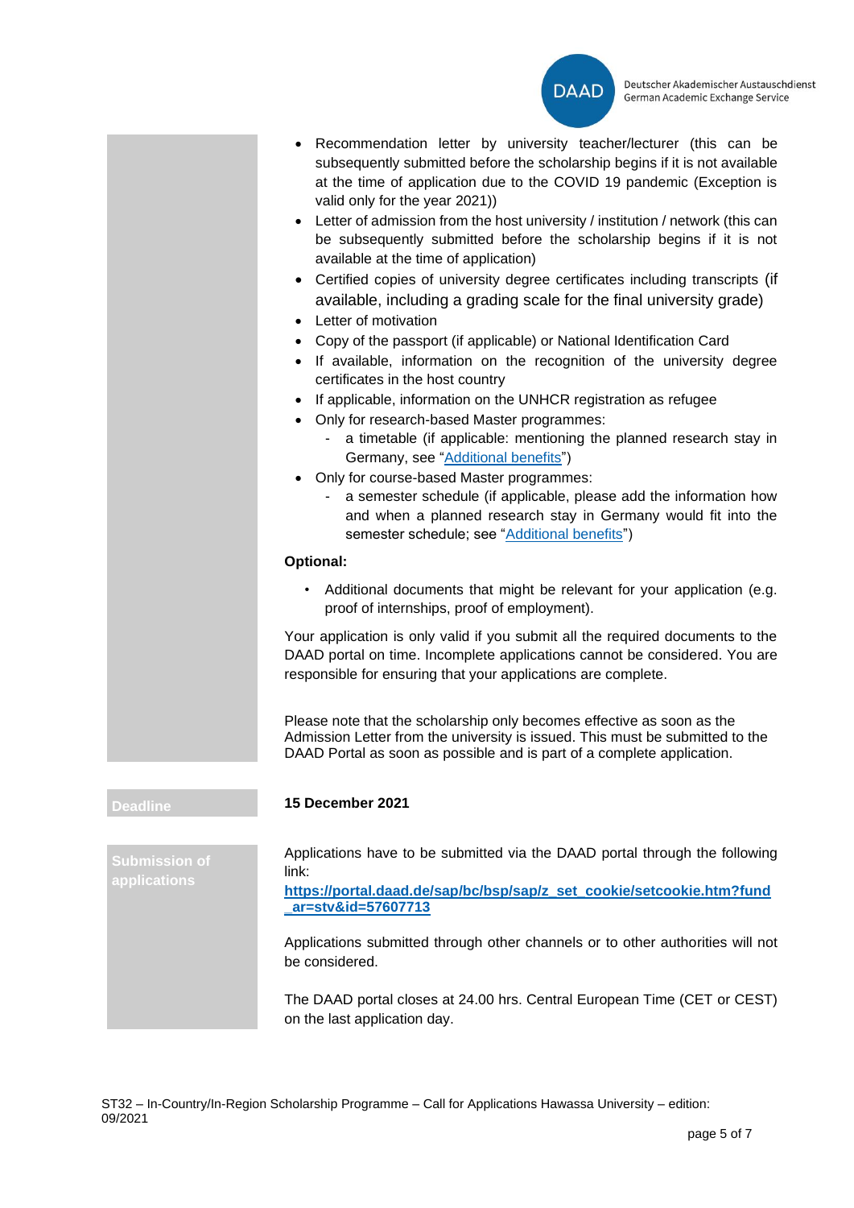- Recommendation letter by university teacher/lecturer (this can be subsequently submitted before the scholarship begins if it is not available at the time of application due to the COVID 19 pandemic (Exception is valid only for the year 2021))
- Letter of admission from the host university / institution / network (this can be subsequently submitted before the scholarship begins if it is not available at the time of application)
- Certified copies of university degree certificates including transcripts (if available, including a grading scale for the final university grade)
- Letter of motivation
- Copy of the passport (if applicable) or National Identification Card
- If available, information on the recognition of the university degree certificates in the host country
- If applicable, information on the UNHCR registration as refugee
- Only for research-based Master programmes:
  - a timetable (if applicable: mentioning the planned research stay in Germany, see "Additional benefits")
- Only for course-based Master programmes:
  - a semester schedule (if applicable, please add the information how and when a planned research stay in Germany would fit into the semester schedule; see "Additional benefits")

**Optional:**

- Additional documents that might be relevant for your application (e.g. proof of internships, proof of employment).

Your application is only valid if you submit all the required documents to the DAAD portal on time. Incomplete applications cannot be considered. You are responsible for ensuring that your applications are complete.

Please note that the scholarship only becomes effective as soon as the Admission Letter from the university is issued. This must be submitted to the DAAD Portal as soon as possible and is part of a complete application.

## Deadline

**15 December 2021**

## Submission of applications

Applications have to be submitted via the DAAD portal through the following link:

**https://portal.daad.de/sap/bc/bsp/sap/z_set_cookie/setcookie.htm?fundar=stv&id=57607713**

Applications submitted through other channels or to other authorities will not be considered.

The DAAD portal closes at 24.00 hrs. Central European Time (CET or CEST) on the last application day.

ST32 – In-Country/In-Region Scholarship Programme – Call for Applications Hawassa University – edition: 09/2021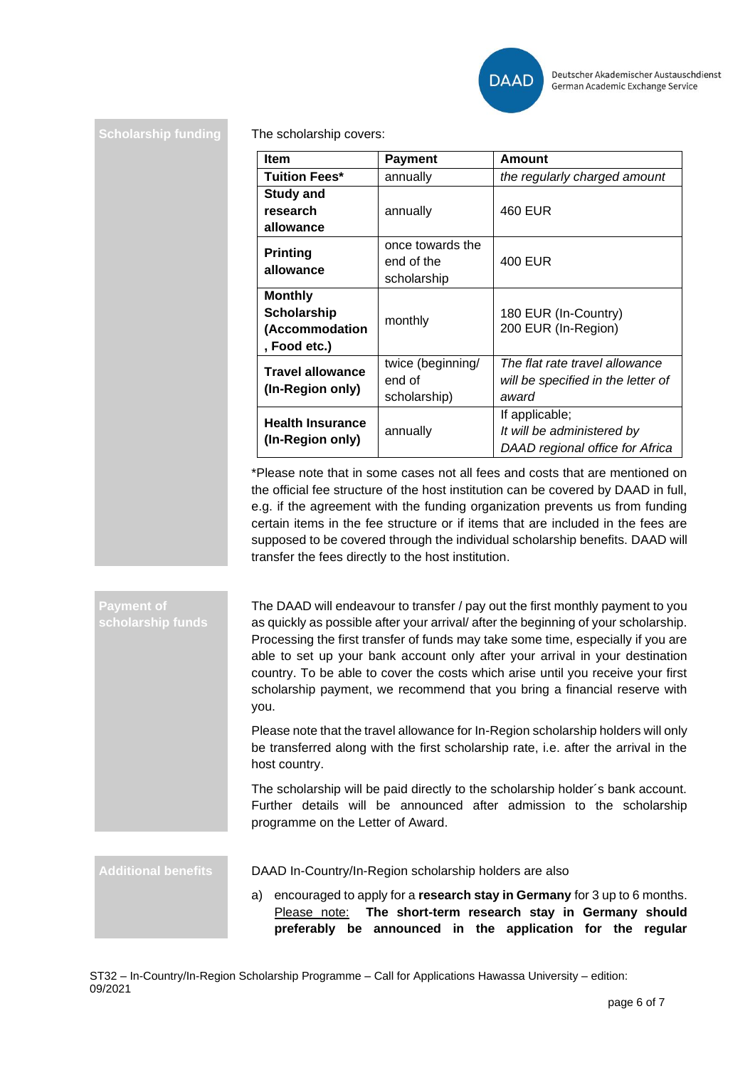## Scholarship funding

The scholarship covers:

| Item | Payment | Amount |
|---|---|---|
| **Tuition Fees*** | annually | *the regularly charged amount* |
| **Study and research allowance** | annually | 460 EUR |
| **Printing allowance** | once towards the end of the scholarship | 400 EUR |
| **Monthly Scholarship (Accommodation, Food etc.)** | monthly | 180 EUR (In-Country)<br>200 EUR (In-Region) |
| **Travel allowance (In-Region only)** | twice (beginning/ end of scholarship) | *The flat rate travel allowance will be specified in the letter of award* |
| **Health Insurance (In-Region only)** | annually | If applicable;<br>*It will be administered by DAAD regional office for Africa* |

*Please note that in some cases not all fees and costs that are mentioned on the official fee structure of the host institution can be covered by DAAD in full, e.g. if the agreement with the funding organization prevents us from funding certain items in the fee structure or if items that are included in the fees are supposed to be covered through the individual scholarship benefits. DAAD will transfer the fees directly to the host institution.

## Payment of scholarship funds

The DAAD will endeavour to transfer / pay out the first monthly payment to you as quickly as possible after your arrival/ after the beginning of your scholarship. Processing the first transfer of funds may take some time, especially if you are able to set up your bank account only after your arrival in your destination country. To be able to cover the costs which arise until you receive your first scholarship payment, we recommend that you bring a financial reserve with you.

Please note that the travel allowance for In-Region scholarship holders will only be transferred along with the first scholarship rate, i.e. after the arrival in the host country.

The scholarship will be paid directly to the scholarship holder´s bank account. Further details will be announced after admission to the scholarship programme on the Letter of Award.

## Additional benefits

DAAD In-Country/In-Region scholarship holders are also

a) encouraged to apply for a **research stay in Germany** for 3 up to 6 months. Please note: **The short-term research stay in Germany should preferably be announced in the application for the regular**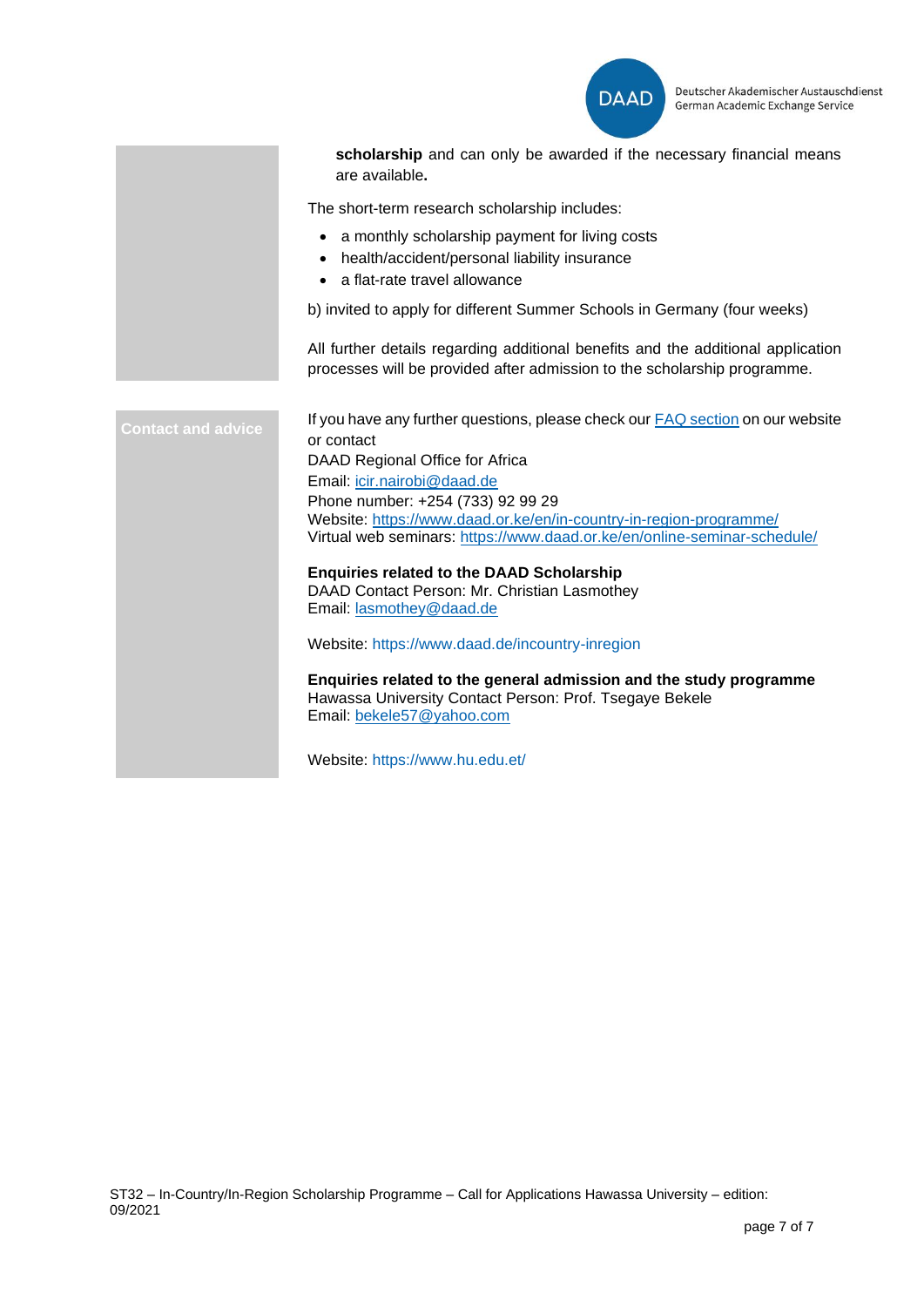**scholarship** and can only be awarded if the necessary financial means are available**.**

The short-term research scholarship includes:

- a monthly scholarship payment for living costs
- health/accident/personal liability insurance
- a flat-rate travel allowance

b) invited to apply for different Summer Schools in Germany (four weeks)

All further details regarding additional benefits and the additional application processes will be provided after admission to the scholarship programme.

## Contact and advice

If you have any further questions, please check our FAQ section on our website or contact
DAAD Regional Office for Africa
Email: icir.nairobi@daad.de
Phone number: +254 (733) 92 99 29
Website: https://www.daad.or.ke/en/in-country-in-region-programme/
Virtual web seminars: https://www.daad.or.ke/en/online-seminar-schedule/

**Enquiries related to the DAAD Scholarship**
DAAD Contact Person: Mr. Christian Lasmothey
Email: lasmothey@daad.de

Website: https://www.daad.de/incountry-inregion

**Enquiries related to the general admission and the study programme**
Hawassa University Contact Person: Prof. Tsegaye Bekele
Email: bekele57@yahoo.com

Website: https://www.hu.edu.et/